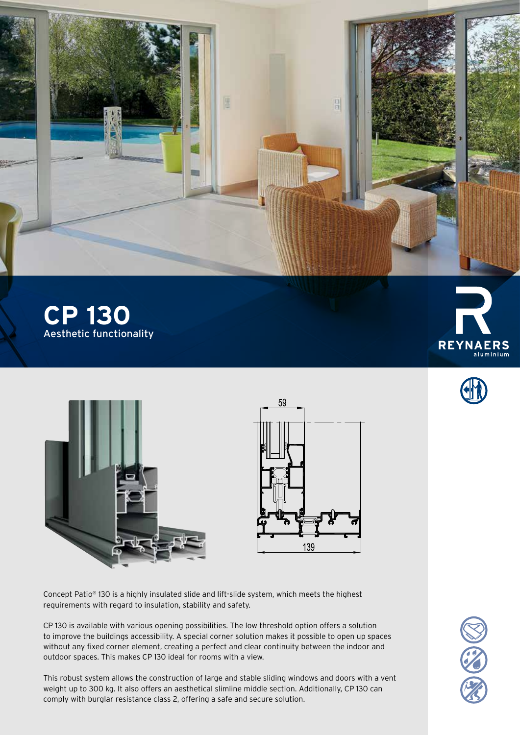# CP 130

Aesthetic functionality

REYNAERS aluminium

Concept Patio® 130 is a highly insulated slide and lift-slide system, which meets the highest requirements with regard to insulation, stability and safety.

CP 130 is available with various opening possibilities. The low threshold option offers a solution to improve the buildings accessibility. A special corner solution makes it possible to open up spaces without any fixed corner element, creating a perfect and clear continuity between the indoor and outdoor spaces. This makes CP 130 ideal for rooms with a view.

This robust system allows the construction of large and stable sliding windows and doors with a vent weight up to 300 kg. It also offers an aesthetical slimline middle section. Additionally, CP 130 can comply with burglar resistance class 2, offering a safe and secure solution.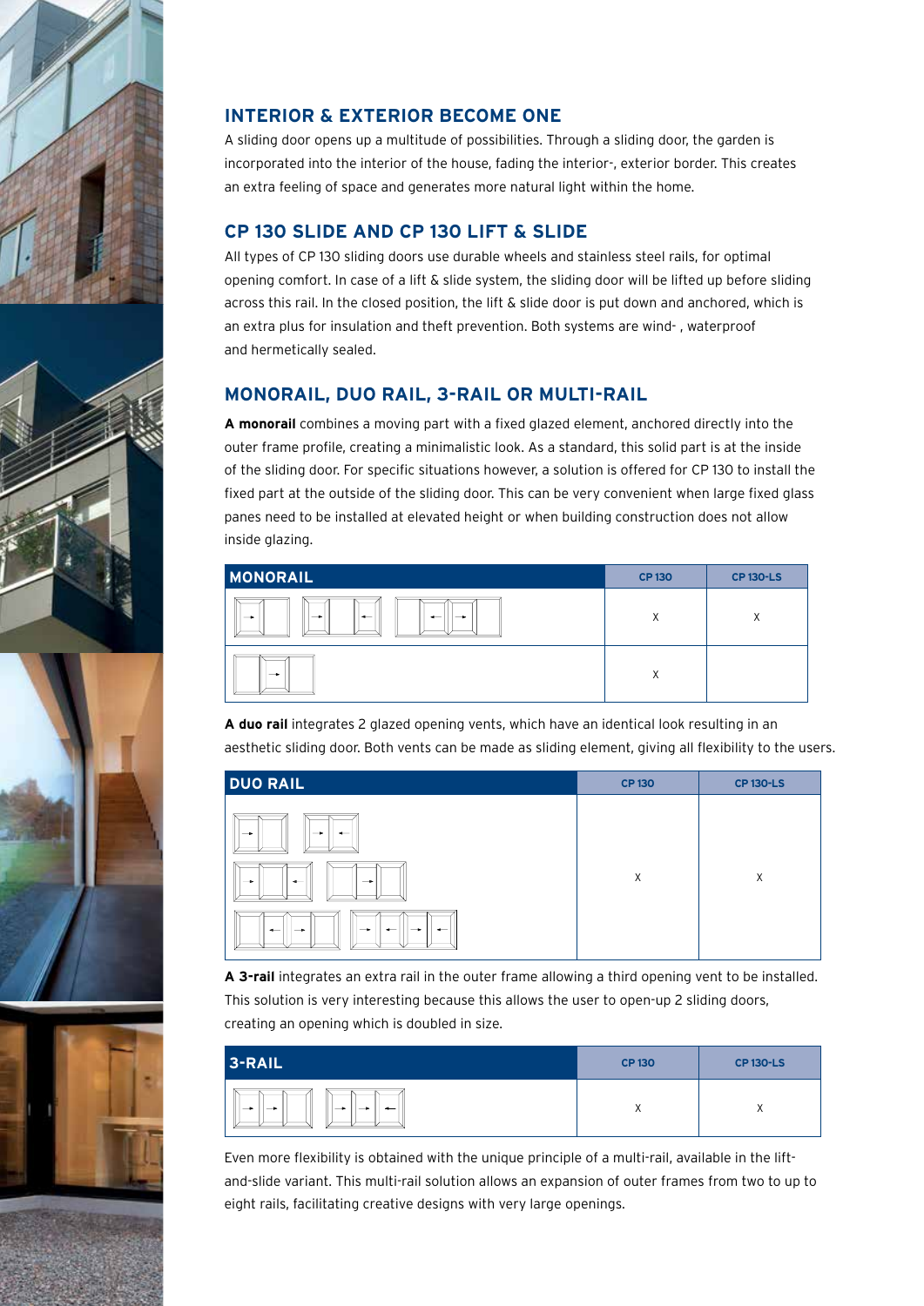## INTERIOR & EXTERIOR BECOME ONE

A sliding door opens up a multitude of possibilities. Through a sliding door, the garden is incorporated into the interior of the house, fading the interior-, exterior border. This creates an extra feeling of space and generates more natural light within the home.

## CP 130 SLIDE AND CP 130 LIFT & SLIDE

All types of CP 130 sliding doors use durable wheels and stainless steel rails, for optimal opening comfort. In case of a lift & slide system, the sliding door will be lifted up before sliding across this rail. In the closed position, the lift & slide door is put down and anchored, which is an extra plus for insulation and theft prevention. Both systems are wind- , waterproof and hermetically sealed.

## MONORAIL, DUO RAIL, 3-RAIL OR MULTI-RAIL

**A monorail** combines a moving part with a fixed glazed element, anchored directly into the outer frame profile, creating a minimalistic look. As a standard, this solid part is at the inside of the sliding door. For specific situations however, a solution is offered for CP 130 to install the fixed part at the outside of the sliding door. This can be very convenient when large fixed glass panes need to be installed at elevated height or when building construction does not allow inside glazing.

| MONORAIL | CP 130 | CP 130-LS |
|---|---|---|
| | X | X |
| | X | |

**A duo rail** integrates 2 glazed opening vents, which have an identical look resulting in an aesthetic sliding door. Both vents can be made as sliding element, giving all flexibility to the users.

| DUO RAIL | CP 130 | CP 130-LS |
|---|---|---|
| | X | X |

**A 3-rail** integrates an extra rail in the outer frame allowing a third opening vent to be installed. This solution is very interesting because this allows the user to open-up 2 sliding doors, creating an opening which is doubled in size.

| 3-RAIL | CP 130 | CP 130-LS |
|---|---|---|
| | X | X |

Even more flexibility is obtained with the unique principle of a multi-rail, available in the lift-and-slide variant. This multi-rail solution allows an expansion of outer frames from two to up to eight rails, facilitating creative designs with very large openings.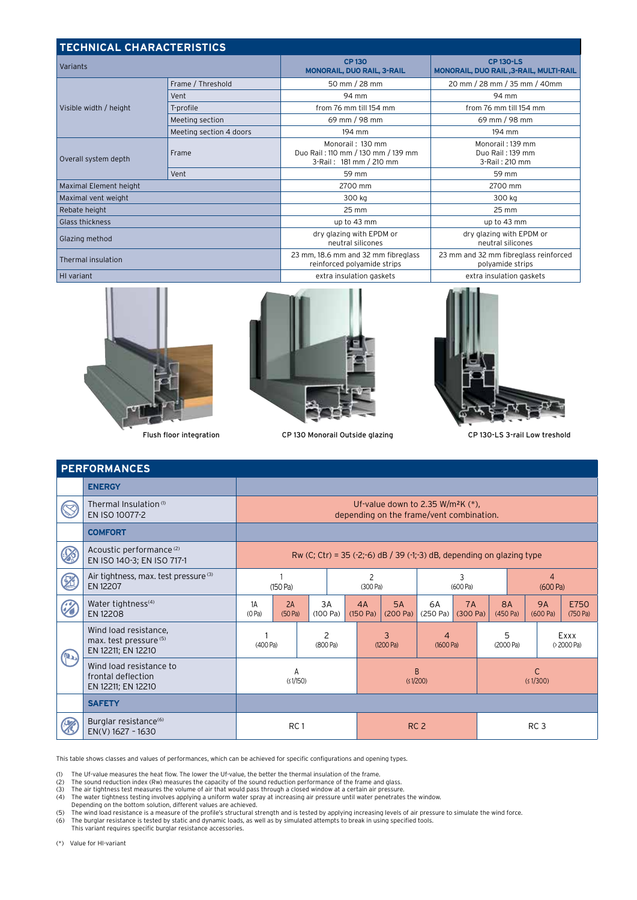## TECHNICAL CHARACTERISTICS

| Variants | | CP 130 MONORAIL, DUO RAIL, 3-RAIL | CP 130-LS MONORAIL, DUO RAIL ,3-RAIL, MULTI-RAIL |
|---|---|---|---|
| Visible width / height | Frame / Threshold | 50 mm / 28 mm | 20 mm / 28 mm / 35 mm / 40mm |
| | Vent | 94 mm | 94 mm |
| | T-profile | from 76 mm till 154 mm | from 76 mm till 154 mm |
| | Meeting section | 69 mm / 98 mm | 69 mm / 98 mm |
| | Meeting section 4 doors | 194 mm | 194 mm |
| Overall system depth | Frame | Monorail : 130 mm<br>Duo Rail : 110 mm / 130 mm / 139 mm<br>3-Rail : 181 mm / 210 mm | Monorail : 139 mm<br>Duo Rail : 139 mm<br>3-Rail : 210 mm |
| | Vent | 59 mm | 59 mm |
| Maximal Element height | | 2700 mm | 2700 mm |
| Maximal vent weight | | 300 kg | 300 kg |
| Rebate height | | 25 mm | 25 mm |
| Glass thickness | | up to 43 mm | up to 43 mm |
| Glazing method | | dry glazing with EPDM or neutral silicones | dry glazing with EPDM or neutral silicones |
| Thermal insulation | | 23 mm, 18.6 mm and 32 mm fibreglass reinforced polyamide strips | 23 mm and 32 mm fibreglass reinforced polyamide strips |
| HI variant | | extra insulation gaskets | extra insulation gaskets |

Flush floor integration

CP 130 Monorail Outside glazing

CP 130-LS 3-rail Low treshold

## PERFORMANCES

| | |
|---|---|
| **ENERGY** | |
| Thermal Insulation [1]<br>EN ISO 10077-2 | Uf-value down to 2.35 W/m²K (*), depending on the frame/vent combination. |
| **COMFORT** | |
| Acoustic performance [2]<br>EN ISO 140-3; EN ISO 717-1 | Rw (C; Ctr) = 35 (-2;-6) dB / 39 (-1;-3) dB, depending on glazing type |
| Air tightness, max. test pressure [3]<br>EN 12207 | 1 (150 Pa) / 2 (300 Pa) / 3 (600 Pa) / 4 (600 Pa) |
| Water tightness [4]<br>EN 12208 | 1A (0 Pa) / 2A (50 Pa) / 3A (100 Pa) / 4A (150 Pa) / 5A (200 Pa) / 6A (250 Pa) / 7A (300 Pa) / 8A (450 Pa) / 9A (600 Pa) / E750 (750 Pa) |
| Wind load resistance, max. test pressure [5]<br>EN 12211; EN 12210 | 1 (400 Pa) / 2 (800 Pa) / 3 (1200 Pa) / 4 (1600 Pa) / 5 (2000 Pa) / Exxx (> 2000 Pa) |
| Wind load resistance to frontal deflection<br>EN 12211; EN 12210 | A (≤ 1/150) / B (≤ 1/200) / C (≤ 1/300) |
| **SAFETY** | |
| Burglar resistance [6]<br>EN(V) 1627 - 1630 | RC 1 / RC 2 / RC 3 |

This table shows classes and values of performances, which can be achieved for specific configurations and opening types.

(1) The Uf-value measures the heat flow. The lower the Uf-value, the better the thermal insulation of the frame.
(2) The sound reduction index (Rw) measures the capacity of the sound reduction performance of the frame and glass.
(3) The air tightness test measures the volume of air that would pass through a closed window at a certain air pressure.
(4) The water tightness testing involves applying a uniform water spray at increasing air pressure until water penetrates the window. Depending on the bottom solution, different values are achieved.
(5) The wind load resistance is a measure of the profile's structural strength and is tested by applying increasing levels of air pressure to simulate the wind force.
(6) The burglar resistance is tested by static and dynamic loads, as well as by simulated attempts to break in using specified tools. This variant requires specific burglar resistance accessories.

(*) Value for HI-variant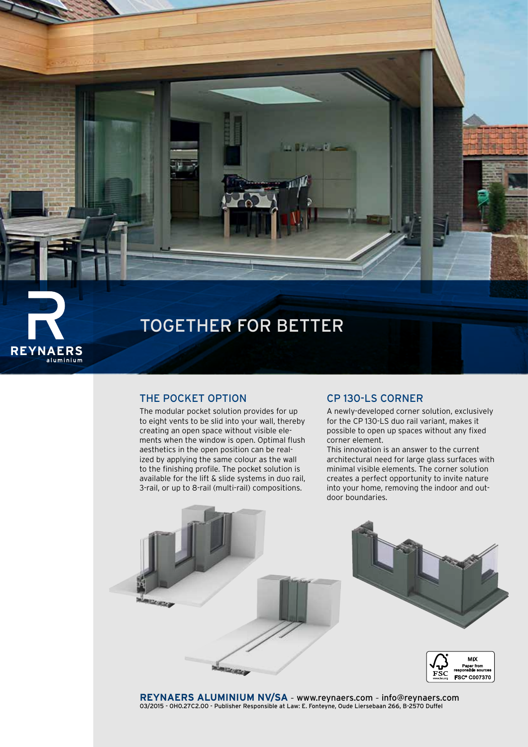TOGETHER FOR BETTER

## THE POCKET OPTION

The modular pocket solution provides for up to eight vents to be slid into your wall, thereby creating an open space without visible elements when the window is open. Optimal flush aesthetics in the open position can be realized by applying the same colour as the wall to the finishing profile. The pocket solution is available for the lift & slide systems in duo rail, 3-rail, or up to 8-rail (multi-rail) compositions.

## CP 130-LS CORNER

A newly-developed corner solution, exclusively for the CP 130-LS duo rail variant, makes it possible to open up spaces without any fixed corner element.
This innovation is an answer to the current architectural need for large glass surfaces with minimal visible elements. The corner solution creates a perfect opportunity to invite nature into your home, removing the indoor and outdoor boundaries.

MIX
Paper from responsible sources
FSC® C007370

**REYNAERS ALUMINIUM NV/SA** - www.reynaers.com - info@reynaers.com
03/2015 - OHO.27C2.00 - Publisher Responsible at Law: E. Fonteyne, Oude Liersebaan 266, B-2570 Duffel